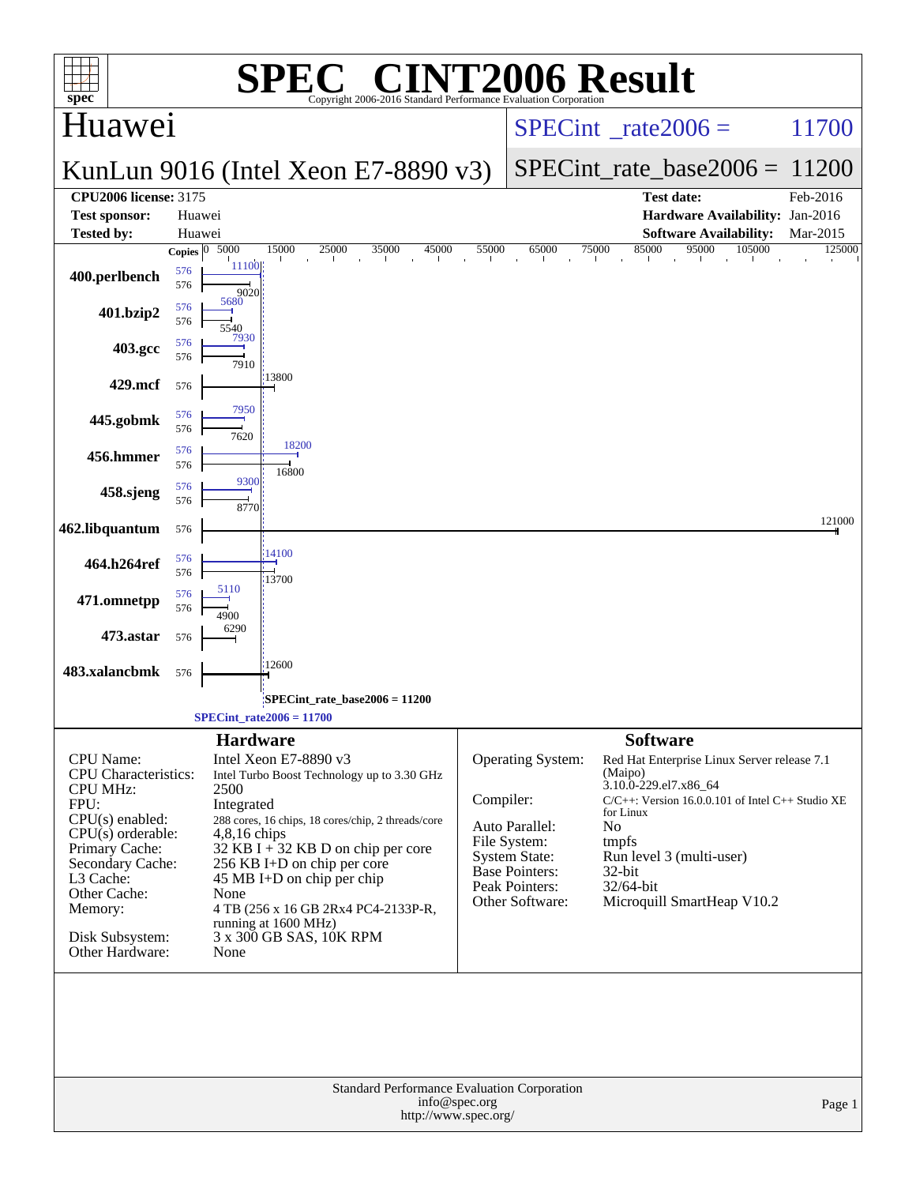# SPEC CINT2006 Result

Copyright 2006-2016 Standard Performance Evaluation Corporation

## Huawei

## KunLun 9016 (Intel Xeon E7-8890 v3)

SPECint_rate2006 = 11700

SPECint_rate_base2006 = 11200

**CPU2006 license:** 3175
**Test sponsor:** Huawei
**Tested by:** Huawei

**Test date:** Feb-2016
**Hardware Availability:** Jan-2016
**Software Availability:** Mar-2015

| Benchmark | Copies (peak) | Peak | Copies (base) | Base |
|---|---|---|---|---|
| 400.perlbench | 576 | 11100 | 576 | 9020 |
| 401.bzip2 | 576 | 5680 | 576 | 5540 |
| 403.gcc | 576 | 7930 | 576 | 7910 |
| 429.mcf | | | 576 | 13800 |
| 445.gobmk | 576 | 7950 | 576 | 7620 |
| 456.hmmer | 576 | 18200 | 576 | 16800 |
| 458.sjeng | 576 | 9300 | 576 | 8770 |
| 462.libquantum | | | 576 | 121000 |
| 464.h264ref | 576 | 14100 | 576 | 13700 |
| 471.omnetpp | 576 | 5110 | 576 | 4900 |
| 473.astar | | | 576 | 6290 |
| 483.xalancbmk | | | 576 | 12600 |

SPECint_rate_base2006 = 11200

SPECint_rate2006 = 11700

### Hardware

| | |
|---|---|
| CPU Name: | Intel Xeon E7-8890 v3 |
| CPU Characteristics: | Intel Turbo Boost Technology up to 3.30 GHz |
| CPU MHz: | 2500 |
| FPU: | Integrated |
| CPU(s) enabled: | 288 cores, 16 chips, 18 cores/chip, 2 threads/core |
| CPU(s) orderable: | 4,8,16 chips |
| Primary Cache: | 32 KB I + 32 KB D on chip per core |
| Secondary Cache: | 256 KB I+D on chip per core |
| L3 Cache: | 45 MB I+D on chip per chip |
| Other Cache: | None |
| Memory: | 4 TB (256 x 16 GB 2Rx4 PC4-2133P-R, running at 1600 MHz) |
| Disk Subsystem: | 3 x 300 GB SAS, 10K RPM |
| Other Hardware: | None |

### Software

| | |
|---|---|
| Operating System: | Red Hat Enterprise Linux Server release 7.1 (Maipo) 3.10.0-229.el7.x86_64 |
| Compiler: | C/C++: Version 16.0.0.101 of Intel C++ Studio XE for Linux |
| Auto Parallel: | No |
| File System: | tmpfs |
| System State: | Run level 3 (multi-user) |
| Base Pointers: | 32-bit |
| Peak Pointers: | 32/64-bit |
| Other Software: | Microquill SmartHeap V10.2 |

Standard Performance Evaluation Corporation
info@spec.org
http://www.spec.org/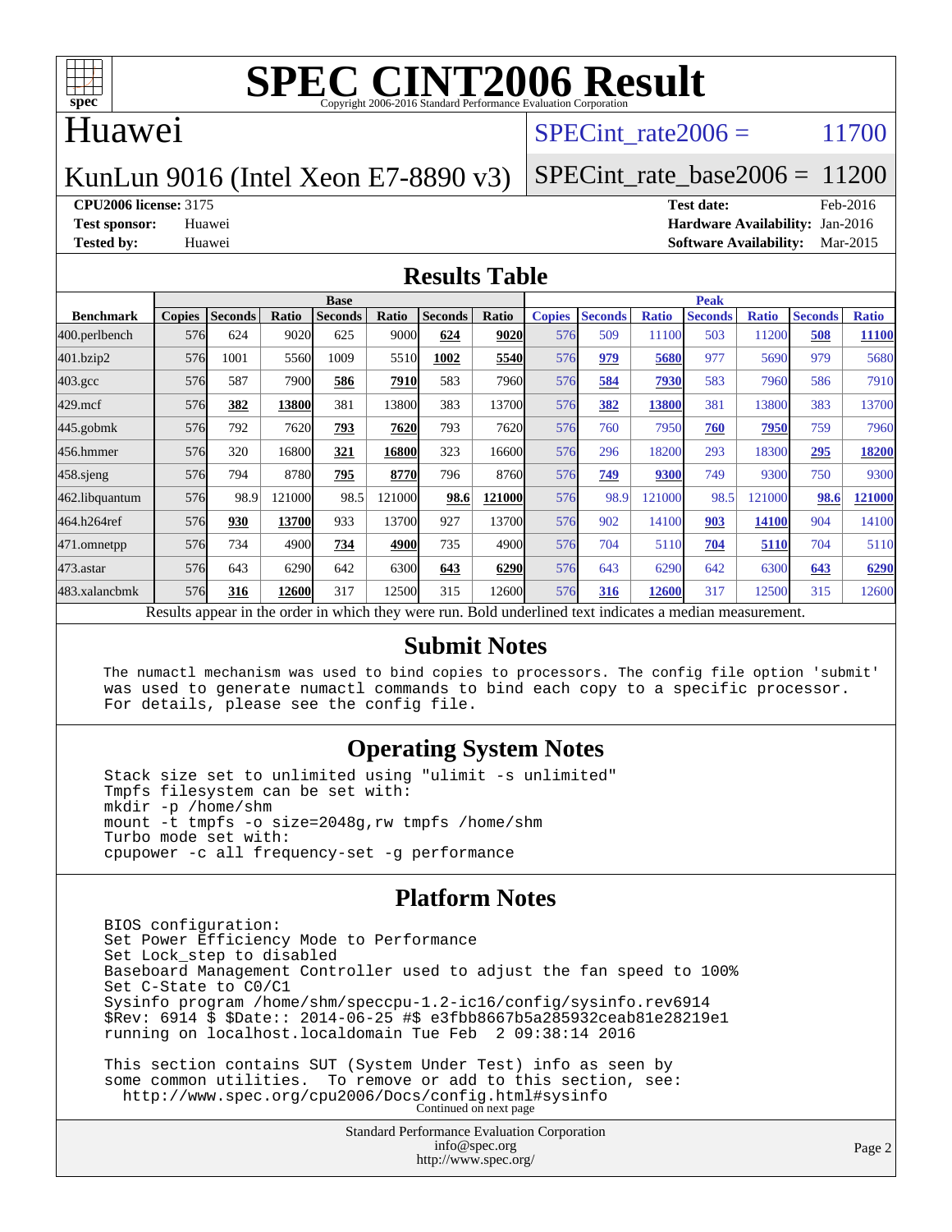# SPEC CINT2006 Result

Copyright 2006-2016 Standard Performance Evaluation Corporation

## Huawei

KunLun 9016 (Intel Xeon E7-8890 v3)

SPECint_rate2006 = 11700

SPECint_rate_base2006 = 11200

**CPU2006 license:** 3175
**Test sponsor:** Huawei
**Tested by:** Huawei

**Test date:** Feb-2016
**Hardware Availability:** Jan-2016
**Software Availability:** Mar-2015

## Results Table

| Benchmark | Base | | | | | | | Peak | | | | | | |
|---|---|---|---|---|---|---|---|---|---|---|---|---|---|---|
| | Copies | Seconds | Ratio | Seconds | Ratio | Seconds | Ratio | Copies | Seconds | Ratio | Seconds | Ratio | Seconds | Ratio |
| 400.perlbench | 576 | 624 | 9020 | 625 | 9000 | **624** | **9020** | 576 | 509 | 11100 | 503 | 11200 | **508** | **11100** |
| 401.bzip2 | 576 | 1001 | 5560 | 1009 | 5510 | **1002** | **5540** | 576 | **979** | **5680** | 977 | 5690 | 979 | 5680 |
| 403.gcc | 576 | 587 | 7900 | **586** | **7910** | 583 | 7960 | 576 | **584** | **7930** | 583 | 7960 | 586 | 7910 |
| 429.mcf | 576 | **382** | **13800** | 381 | 13800 | 383 | 13700 | 576 | **382** | **13800** | 381 | 13800 | 383 | 13700 |
| 445.gobmk | 576 | 792 | 7620 | **793** | **7620** | 793 | 7620 | 576 | 760 | 7950 | **760** | **7950** | 759 | 7960 |
| 456.hmmer | 576 | 320 | 16800 | **321** | **16800** | 323 | 16600 | 576 | 296 | 18200 | 293 | 18300 | **295** | **18200** |
| 458.sjeng | 576 | 794 | 8780 | **795** | **8770** | 796 | 8760 | 576 | **749** | **9300** | 749 | 9300 | 750 | 9300 |
| 462.libquantum | 576 | 98.9 | 121000 | 98.5 | 121000 | **98.6** | **121000** | 576 | 98.9 | 121000 | 98.5 | 121000 | **98.6** | **121000** |
| 464.h264ref | 576 | **930** | **13700** | 933 | 13700 | 927 | 13700 | 576 | 902 | 14100 | **903** | **14100** | 904 | 14100 |
| 471.omnetpp | 576 | 734 | 4900 | **734** | **4900** | 735 | 4900 | 576 | 704 | 5110 | **704** | **5110** | 704 | 5110 |
| 473.astar | 576 | 643 | 6290 | 642 | 6300 | **643** | **6290** | 576 | 643 | 6290 | 642 | 6300 | **643** | **6290** |
| 483.xalancbmk | 576 | **316** | **12600** | 317 | 12500 | 315 | 12600 | 576 | **316** | **12600** | 317 | 12500 | 315 | 12600 |

Results appear in the order in which they were run. Bold underlined text indicates a median measurement.

## Submit Notes

```
The numactl mechanism was used to bind copies to processors. The config file option 'submit'
was used to generate numactl commands to bind each copy to a specific processor.
For details, please see the config file.
```

## Operating System Notes

```
Stack size set to unlimited using "ulimit -s unlimited"
Tmpfs filesystem can be set with:
mkdir -p /home/shm
mount -t tmpfs -o size=2048g,rw tmpfs /home/shm
Turbo mode set with:
cpupower -c all frequency-set -g performance
```

## Platform Notes

```
BIOS configuration:
Set Power Efficiency Mode to Performance
Set Lock_step to disabled
Baseboard Management Controller used to adjust the fan speed to 100%
Set C-State to C0/C1
Sysinfo program /home/shm/speccpu-1.2-ic16/config/sysinfo.rev6914
$Rev: 6914 $ $Date:: 2014-06-25 #$ e3fbb8667b5a285932ceab81e28219e1
running on localhost.localdomain Tue Feb  2 09:38:14 2016

This section contains SUT (System Under Test) info as seen by
some common utilities.  To remove or add to this section, see:
  http://www.spec.org/cpu2006/Docs/config.html#sysinfo
```

Continued on next page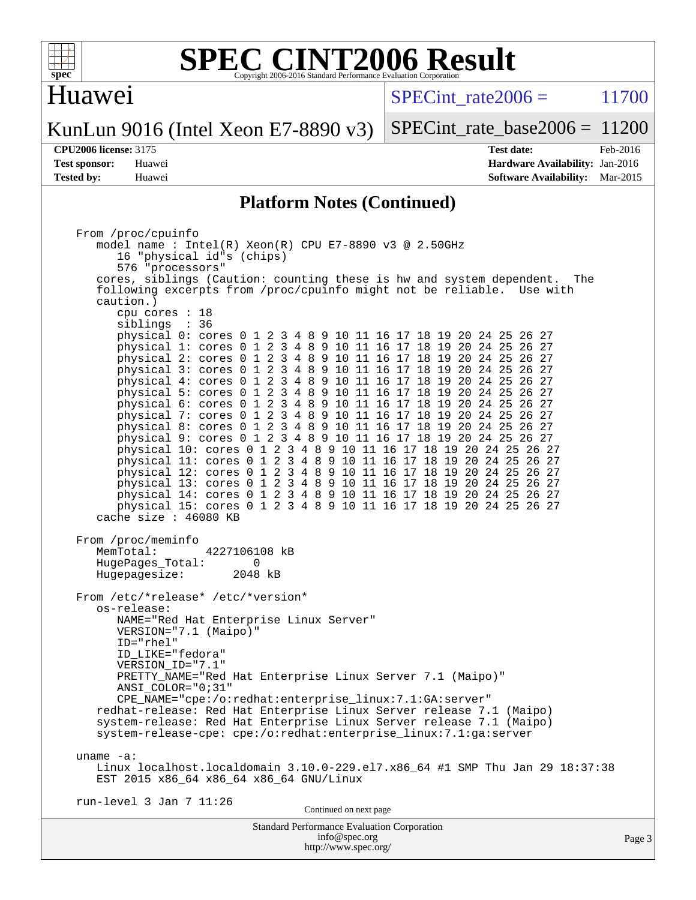## Platform Notes (Continued)

```
From /proc/cpuinfo
   model name : Intel(R) Xeon(R) CPU E7-8890 v3 @ 2.50GHz
      16 "physical id"s (chips)
      576 "processors"
   cores, siblings (Caution: counting these is hw and system dependent.  The
   following excerpts from /proc/cpuinfo might not be reliable.  Use with
   caution.)
      cpu cores : 18
      siblings  : 36
      physical 0: cores 0 1 2 3 4 8 9 10 11 16 17 18 19 20 24 25 26 27
      physical 1: cores 0 1 2 3 4 8 9 10 11 16 17 18 19 20 24 25 26 27
      physical 2: cores 0 1 2 3 4 8 9 10 11 16 17 18 19 20 24 25 26 27
      physical 3: cores 0 1 2 3 4 8 9 10 11 16 17 18 19 20 24 25 26 27
      physical 4: cores 0 1 2 3 4 8 9 10 11 16 17 18 19 20 24 25 26 27
      physical 5: cores 0 1 2 3 4 8 9 10 11 16 17 18 19 20 24 25 26 27
      physical 6: cores 0 1 2 3 4 8 9 10 11 16 17 18 19 20 24 25 26 27
      physical 7: cores 0 1 2 3 4 8 9 10 11 16 17 18 19 20 24 25 26 27
      physical 8: cores 0 1 2 3 4 8 9 10 11 16 17 18 19 20 24 25 26 27
      physical 9: cores 0 1 2 3 4 8 9 10 11 16 17 18 19 20 24 25 26 27
      physical 10: cores 0 1 2 3 4 8 9 10 11 16 17 18 19 20 24 25 26 27
      physical 11: cores 0 1 2 3 4 8 9 10 11 16 17 18 19 20 24 25 26 27
      physical 12: cores 0 1 2 3 4 8 9 10 11 16 17 18 19 20 24 25 26 27
      physical 13: cores 0 1 2 3 4 8 9 10 11 16 17 18 19 20 24 25 26 27
      physical 14: cores 0 1 2 3 4 8 9 10 11 16 17 18 19 20 24 25 26 27
      physical 15: cores 0 1 2 3 4 8 9 10 11 16 17 18 19 20 24 25 26 27
   cache size : 46080 KB

From /proc/meminfo
   MemTotal:       4227106108 kB
   HugePages_Total:       0
   Hugepagesize:       2048 kB

From /etc/*release* /etc/*version*
   os-release:
      NAME="Red Hat Enterprise Linux Server"
      VERSION="7.1 (Maipo)"
      ID="rhel"
      ID_LIKE="fedora"
      VERSION_ID="7.1"
      PRETTY_NAME="Red Hat Enterprise Linux Server 7.1 (Maipo)"
      ANSI_COLOR="0;31"
      CPE_NAME="cpe:/o:redhat:enterprise_linux:7.1:GA:server"
   redhat-release: Red Hat Enterprise Linux Server release 7.1 (Maipo)
   system-release: Red Hat Enterprise Linux Server release 7.1 (Maipo)
   system-release-cpe: cpe:/o:redhat:enterprise_linux:7.1:ga:server

uname -a:
   Linux localhost.localdomain 3.10.0-229.el7.x86_64 #1 SMP Thu Jan 29 18:37:38
   EST 2015 x86_64 x86_64 x86_64 GNU/Linux

run-level 3 Jan 7 11:26
```

Continued on next page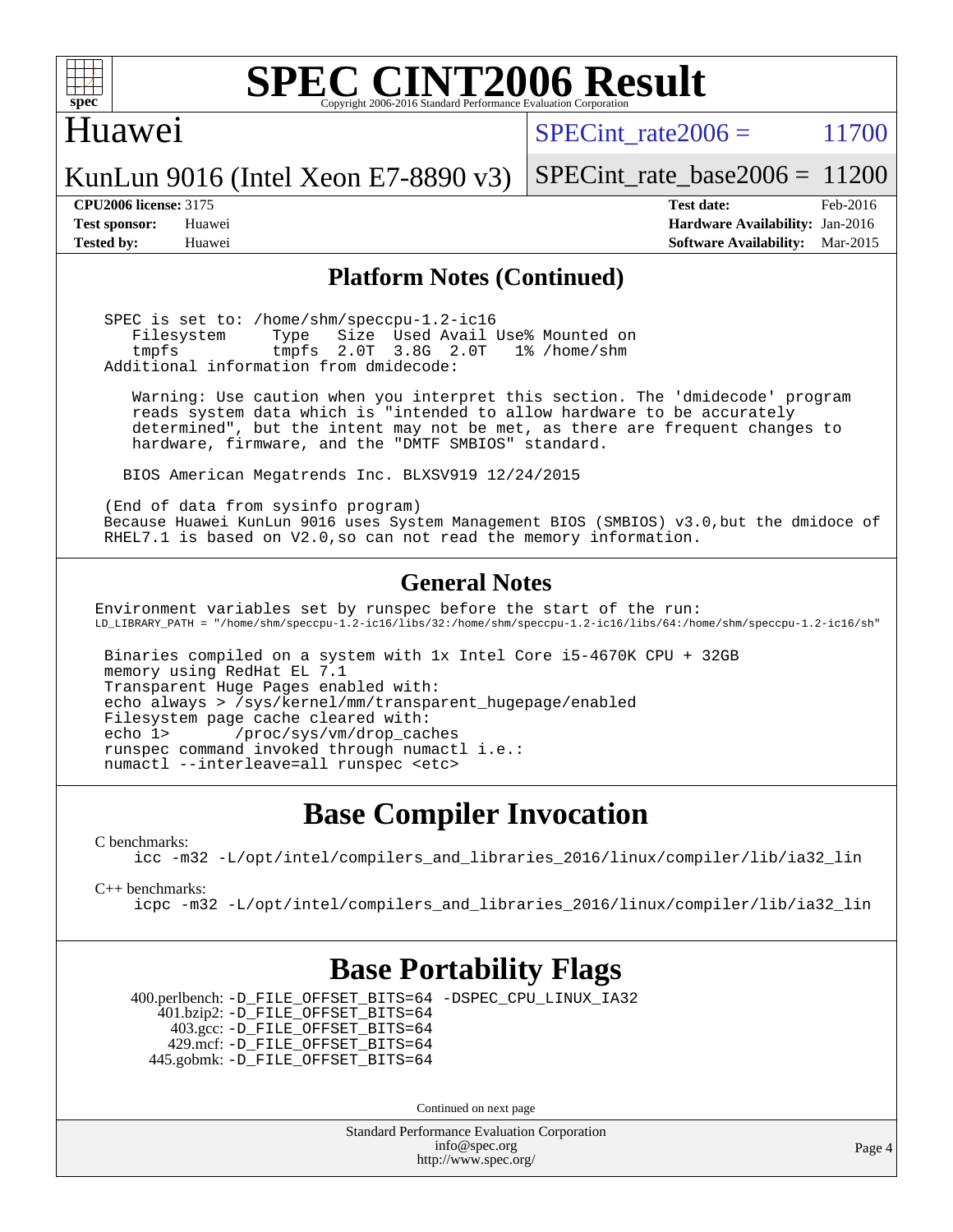# SPEC CINT2006 Result

Copyright 2006-2016 Standard Performance Evaluation Corporation

## Huawei

KunLun 9016 (Intel Xeon E7-8890 v3)

SPECint_rate2006 = 11700

SPECint_rate_base2006 = 11200

**CPU2006 license:** 3175
**Test sponsor:** Huawei
**Tested by:** Huawei

**Test date:** Feb-2016
**Hardware Availability:** Jan-2016
**Software Availability:** Mar-2015

## Platform Notes (Continued)

```
SPEC is set to: /home/shm/speccpu-1.2-ic16
   Filesystem     Type   Size  Used Avail Use% Mounted on
   tmpfs          tmpfs  2.0T  3.8G  2.0T   1% /home/shm
Additional information from dmidecode:

   Warning: Use caution when you interpret this section. The 'dmidecode' program
   reads system data which is "intended to allow hardware to be accurately
   determined", but the intent may not be met, as there are frequent changes to
   hardware, firmware, and the "DMTF SMBIOS" standard.

  BIOS American Megatrends Inc. BLXSV919 12/24/2015

(End of data from sysinfo program)
Because Huawei KunLun 9016 uses System Management BIOS (SMBIOS) v3.0,but the dmidoce of
RHEL7.1 is based on V2.0,so can not read the memory information.
```

## General Notes

```
Environment variables set by runspec before the start of the run:
LD_LIBRARY_PATH = "/home/shm/speccpu-1.2-ic16/libs/32:/home/shm/speccpu-1.2-ic16/libs/64:/home/shm/speccpu-1.2-ic16/sh"

 Binaries compiled on a system with 1x Intel Core i5-4670K CPU + 32GB
 memory using RedHat EL 7.1
 Transparent Huge Pages enabled with:
 echo always > /sys/kernel/mm/transparent_hugepage/enabled
 Filesystem page cache cleared with:
 echo 1>       /proc/sys/vm/drop_caches
 runspec command invoked through numactl i.e.:
 numactl --interleave=all runspec <etc>
```

## Base Compiler Invocation

C benchmarks:
```
icc -m32 -L/opt/intel/compilers_and_libraries_2016/linux/compiler/lib/ia32_lin
```

C++ benchmarks:
```
icpc -m32 -L/opt/intel/compilers_and_libraries_2016/linux/compiler/lib/ia32_lin
```

## Base Portability Flags

400.perlbench: -D_FILE_OFFSET_BITS=64 -DSPEC_CPU_LINUX_IA32
401.bzip2: -D_FILE_OFFSET_BITS=64
403.gcc: -D_FILE_OFFSET_BITS=64
429.mcf: -D_FILE_OFFSET_BITS=64
445.gobmk: -D_FILE_OFFSET_BITS=64

Continued on next page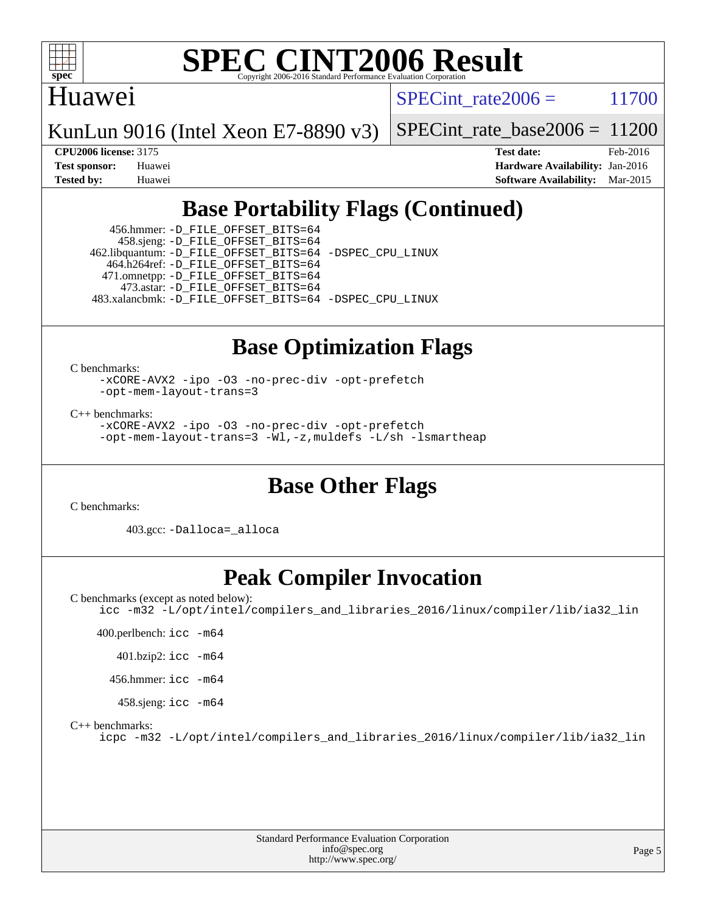## Base Portability Flags (Continued)

456.hmmer: -D_FILE_OFFSET_BITS=64
458.sjeng: -D_FILE_OFFSET_BITS=64
462.libquantum: -D_FILE_OFFSET_BITS=64 -DSPEC_CPU_LINUX
464.h264ref: -D_FILE_OFFSET_BITS=64
471.omnetpp: -D_FILE_OFFSET_BITS=64
473.astar: -D_FILE_OFFSET_BITS=64
483.xalancbmk: -D_FILE_OFFSET_BITS=64 -DSPEC_CPU_LINUX

## Base Optimization Flags

C benchmarks:

```
-xCORE-AVX2 -ipo -O3 -no-prec-div -opt-prefetch
-opt-mem-layout-trans=3
```

C++ benchmarks:

```
-xCORE-AVX2 -ipo -O3 -no-prec-div -opt-prefetch
-opt-mem-layout-trans=3 -Wl,-z,muldefs -L/sh -lsmartheap
```

## Base Other Flags

C benchmarks:

403.gcc: -Dalloca=_alloca

## Peak Compiler Invocation

C benchmarks (except as noted below):

```
icc -m32 -L/opt/intel/compilers_and_libraries_2016/linux/compiler/lib/ia32_lin
```

400.perlbench: icc -m64

401.bzip2: icc -m64

456.hmmer: icc -m64

458.sjeng: icc -m64

C++ benchmarks:

```
icpc -m32 -L/opt/intel/compilers_and_libraries_2016/linux/compiler/lib/ia32_lin
```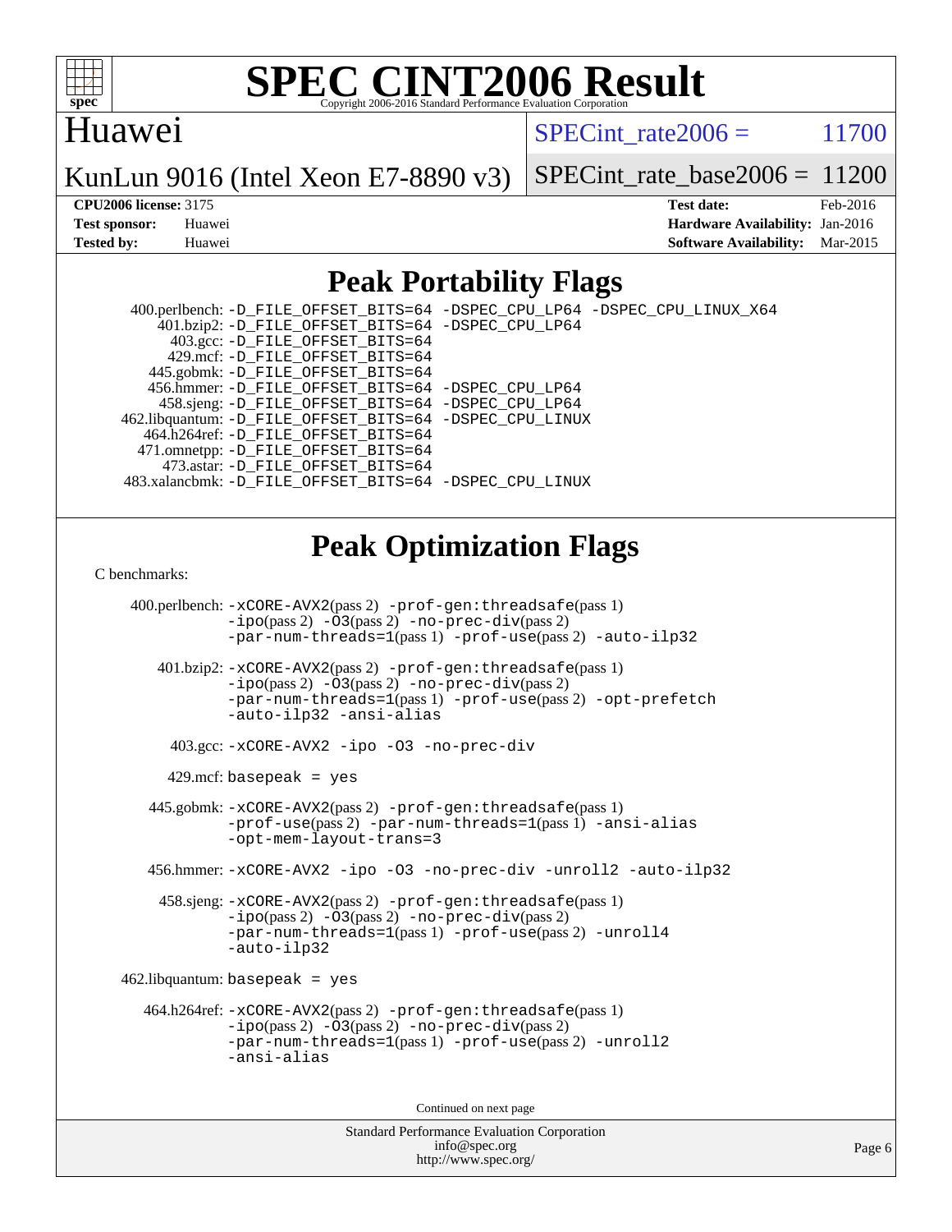# SPEC CINT2006 Result

Copyright 2006-2016 Standard Performance Evaluation Corporation

## Huawei

KunLun 9016 (Intel Xeon E7-8890 v3)

SPECint_rate2006 = 11700

SPECint_rate_base2006 = 11200

**CPU2006 license:** 3175
**Test sponsor:** Huawei
**Tested by:** Huawei

**Test date:** Feb-2016
**Hardware Availability:** Jan-2016
**Software Availability:** Mar-2015

## Peak Portability Flags

400.perlbench: -D_FILE_OFFSET_BITS=64 -DSPEC_CPU_LP64 -DSPEC_CPU_LINUX_X64
401.bzip2: -D_FILE_OFFSET_BITS=64 -DSPEC_CPU_LP64
403.gcc: -D_FILE_OFFSET_BITS=64
429.mcf: -D_FILE_OFFSET_BITS=64
445.gobmk: -D_FILE_OFFSET_BITS=64
456.hmmer: -D_FILE_OFFSET_BITS=64 -DSPEC_CPU_LP64
458.sjeng: -D_FILE_OFFSET_BITS=64 -DSPEC_CPU_LP64
462.libquantum: -D_FILE_OFFSET_BITS=64 -DSPEC_CPU_LINUX
464.h264ref: -D_FILE_OFFSET_BITS=64
471.omnetpp: -D_FILE_OFFSET_BITS=64
473.astar: -D_FILE_OFFSET_BITS=64
483.xalancbmk: -D_FILE_OFFSET_BITS=64 -DSPEC_CPU_LINUX

## Peak Optimization Flags

C benchmarks:

400.perlbench: -xCORE-AVX2(pass 2) -prof-gen:threadsafe(pass 1) -ipo(pass 2) -O3(pass 2) -no-prec-div(pass 2) -par-num-threads=1(pass 1) -prof-use(pass 2) -auto-ilp32

401.bzip2: -xCORE-AVX2(pass 2) -prof-gen:threadsafe(pass 1) -ipo(pass 2) -O3(pass 2) -no-prec-div(pass 2) -par-num-threads=1(pass 1) -prof-use(pass 2) -opt-prefetch -auto-ilp32 -ansi-alias

403.gcc: -xCORE-AVX2 -ipo -O3 -no-prec-div

429.mcf: basepeak = yes

445.gobmk: -xCORE-AVX2(pass 2) -prof-gen:threadsafe(pass 1) -prof-use(pass 2) -par-num-threads=1(pass 1) -ansi-alias -opt-mem-layout-trans=3

456.hmmer: -xCORE-AVX2 -ipo -O3 -no-prec-div -unroll2 -auto-ilp32

458.sjeng: -xCORE-AVX2(pass 2) -prof-gen:threadsafe(pass 1) -ipo(pass 2) -O3(pass 2) -no-prec-div(pass 2) -par-num-threads=1(pass 1) -prof-use(pass 2) -unroll4 -auto-ilp32

462.libquantum: basepeak = yes

464.h264ref: -xCORE-AVX2(pass 2) -prof-gen:threadsafe(pass 1) -ipo(pass 2) -O3(pass 2) -no-prec-div(pass 2) -par-num-threads=1(pass 1) -prof-use(pass 2) -unroll2 -ansi-alias

Continued on next page

Standard Performance Evaluation Corporation
info@spec.org
http://www.spec.org/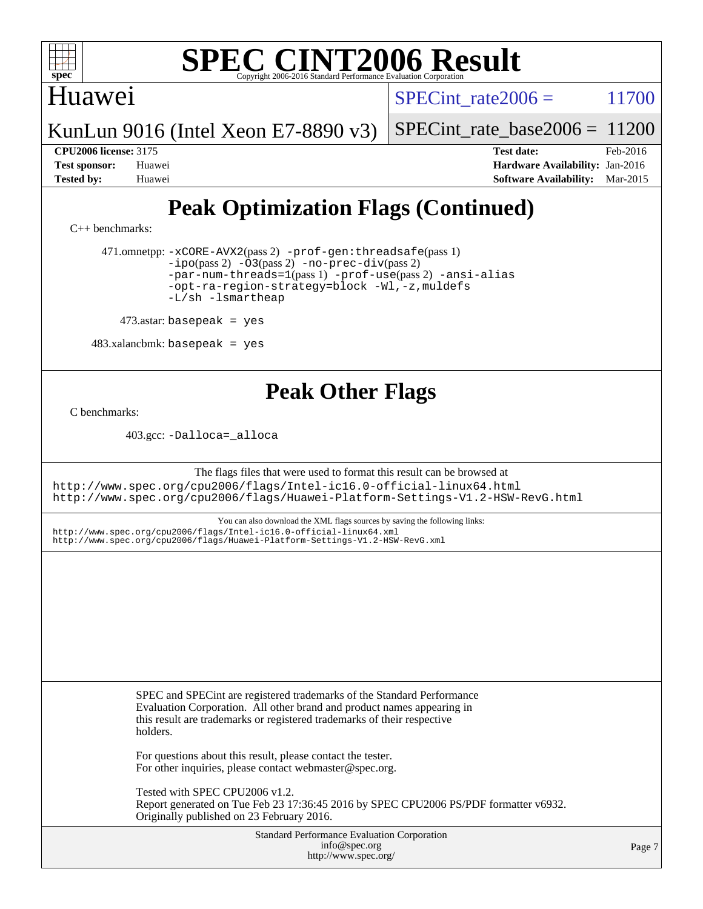# SPEC CINT2006 Result

Copyright 2006-2016 Standard Performance Evaluation Corporation

## Huawei

KunLun 9016 (Intel Xeon E7-8890 v3)

SPECint_rate2006 = 11700

SPECint_rate_base2006 = 11200

**CPU2006 license:** 3175
**Test sponsor:** Huawei
**Tested by:** Huawei

**Test date:** Feb-2016
**Hardware Availability:** Jan-2016
**Software Availability:** Mar-2015

## Peak Optimization Flags (Continued)

C++ benchmarks:

471.omnetpp: `-xCORE-AVX2`(pass 2) `-prof-gen:threadsafe`(pass 1) `-ipo`(pass 2) `-O3`(pass 2) `-no-prec-div`(pass 2) `-par-num-threads=1`(pass 1) `-prof-use`(pass 2) `-ansi-alias` `-opt-ra-region-strategy=block` `-Wl,-z,muldefs` `-L/sh -lsmartheap`

473.astar: `basepeak = yes`

483.xalancbmk: `basepeak = yes`

## Peak Other Flags

C benchmarks:

403.gcc: `-Dalloca=_alloca`

The flags files that were used to format this result can be browsed at
http://www.spec.org/cpu2006/flags/Intel-ic16.0-official-linux64.html
http://www.spec.org/cpu2006/flags/Huawei-Platform-Settings-V1.2-HSW-RevG.html

You can also download the XML flags sources by saving the following links:
http://www.spec.org/cpu2006/flags/Intel-ic16.0-official-linux64.xml
http://www.spec.org/cpu2006/flags/Huawei-Platform-Settings-V1.2-HSW-RevG.xml

SPEC and SPECint are registered trademarks of the Standard Performance Evaluation Corporation. All other brand and product names appearing in this result are trademarks or registered trademarks of their respective holders.

For questions about this result, please contact the tester.
For other inquiries, please contact webmaster@spec.org.

Tested with SPEC CPU2006 v1.2.
Report generated on Tue Feb 23 17:36:45 2016 by SPEC CPU2006 PS/PDF formatter v6932.
Originally published on 23 February 2016.

Standard Performance Evaluation Corporation
info@spec.org
http://www.spec.org/